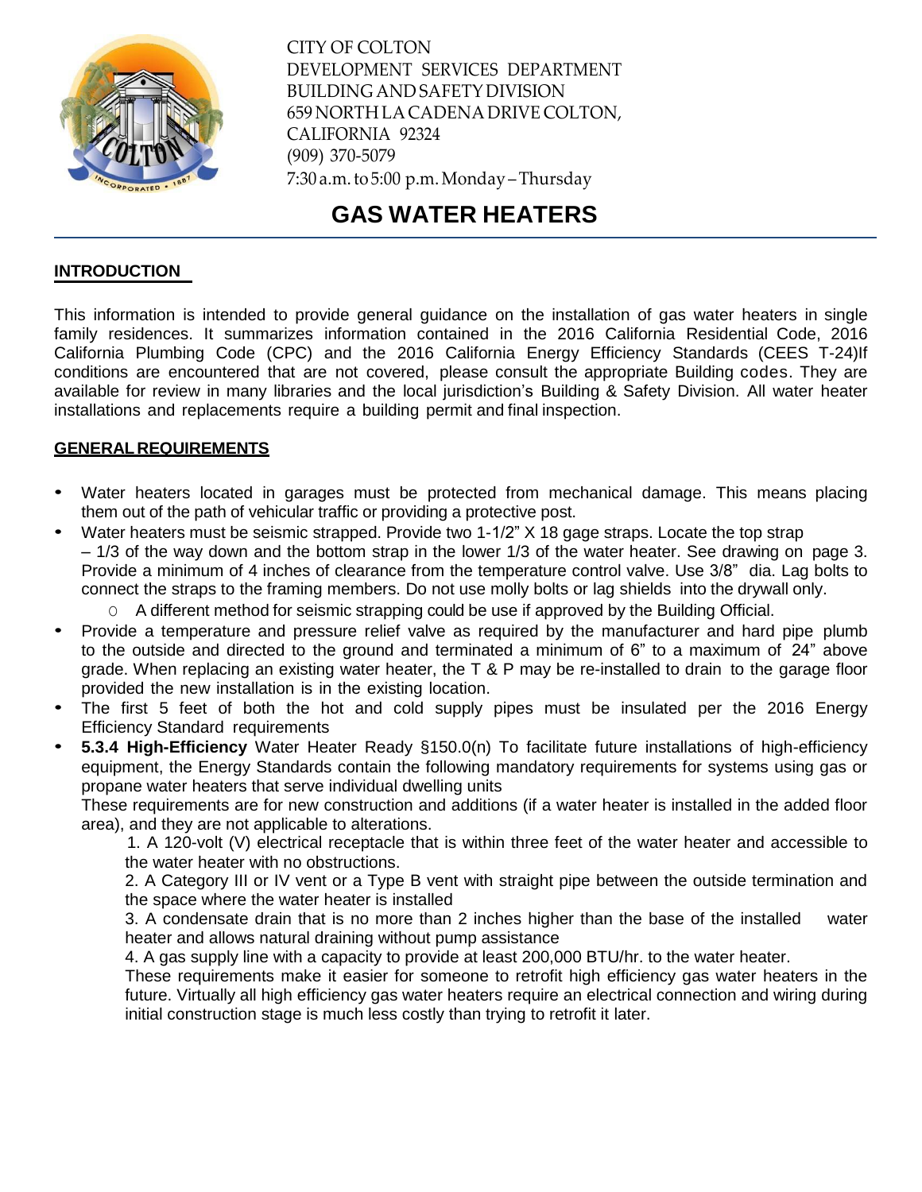CITY OF COLTON
DEVELOPMENT SERVICES DEPARTMENT
BUILDING AND SAFETY DIVISION
659 NORTH LA CADENA DRIVE COLTON,
CALIFORNIA 92324
(909) 370-5079
7:30 a.m. to 5:00 p.m. Monday – Thursday

# GAS WATER HEATERS

## INTRODUCTION

This information is intended to provide general guidance on the installation of gas water heaters in single family residences. It summarizes information contained in the 2016 California Residential Code, 2016 California Plumbing Code (CPC) and the 2016 California Energy Efficiency Standards (CEES T-24)If conditions are encountered that are not covered, please consult the appropriate Building codes. They are available for review in many libraries and the local jurisdiction's Building & Safety Division. All water heater installations and replacements require a building permit and final inspection.

## GENERAL REQUIREMENTS

- Water heaters located in garages must be protected from mechanical damage. This means placing them out of the path of vehicular traffic or providing a protective post.
- Water heaters must be seismic strapped. Provide two 1-1/2" X 18 gage straps. Locate the top strap – 1/3 of the way down and the bottom strap in the lower 1/3 of the water heater. See drawing on page 3. Provide a minimum of 4 inches of clearance from the temperature control valve. Use 3/8" dia. Lag bolts to connect the straps to the framing members. Do not use molly bolts or lag shields into the drywall only.
  - A different method for seismic strapping could be use if approved by the Building Official.
- Provide a temperature and pressure relief valve as required by the manufacturer and hard pipe plumb to the outside and directed to the ground and terminated a minimum of 6" to a maximum of 24" above grade. When replacing an existing water heater, the T & P may be re-installed to drain to the garage floor provided the new installation is in the existing location.
- The first 5 feet of both the hot and cold supply pipes must be insulated per the 2016 Energy Efficiency Standard requirements
- **5.3.4 High-Efficiency** Water Heater Ready §150.0(n) To facilitate future installations of high-efficiency equipment, the Energy Standards contain the following mandatory requirements for systems using gas or propane water heaters that serve individual dwelling units

  These requirements are for new construction and additions (if a water heater is installed in the added floor area), and they are not applicable to alterations.

  1. A 120-volt (V) electrical receptacle that is within three feet of the water heater and accessible to the water heater with no obstructions.
  2. A Category III or IV vent or a Type B vent with straight pipe between the outside termination and the space where the water heater is installed
  3. A condensate drain that is no more than 2 inches higher than the base of the installed water heater and allows natural draining without pump assistance
  4. A gas supply line with a capacity to provide at least 200,000 BTU/hr. to the water heater.

  These requirements make it easier for someone to retrofit high efficiency gas water heaters in the future. Virtually all high efficiency gas water heaters require an electrical connection and wiring during initial construction stage is much less costly than trying to retrofit it later.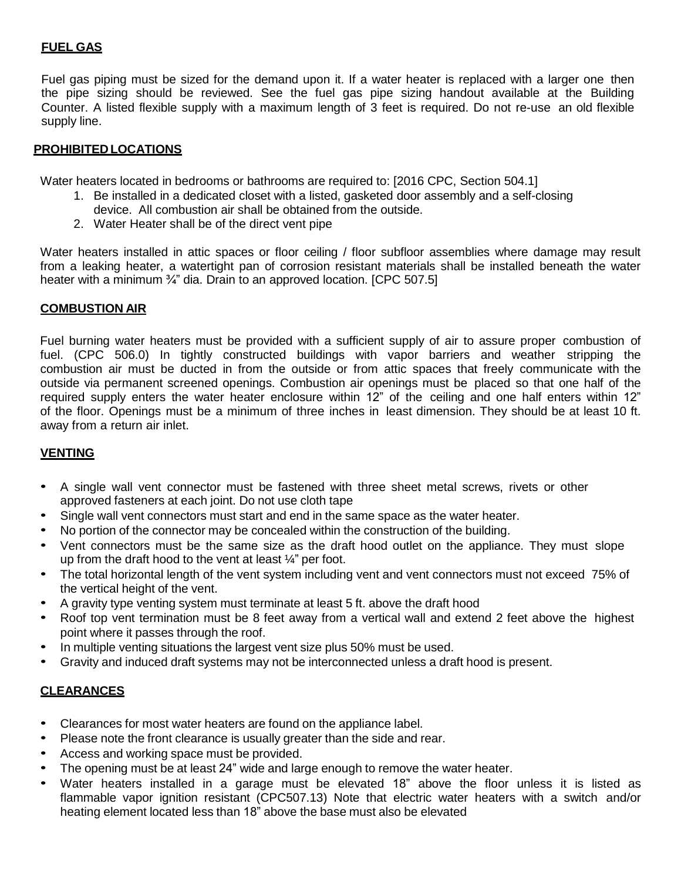## FUEL GAS

Fuel gas piping must be sized for the demand upon it. If a water heater is replaced with a larger one then the pipe sizing should be reviewed. See the fuel gas pipe sizing handout available at the Building Counter. A listed flexible supply with a maximum length of 3 feet is required. Do not re-use an old flexible supply line.

## PROHIBITED LOCATIONS

Water heaters located in bedrooms or bathrooms are required to: [2016 CPC, Section 504.1]

1. Be installed in a dedicated closet with a listed, gasketed door assembly and a self-closing device. All combustion air shall be obtained from the outside.
2. Water Heater shall be of the direct vent pipe

Water heaters installed in attic spaces or floor ceiling / floor subfloor assemblies where damage may result from a leaking heater, a watertight pan of corrosion resistant materials shall be installed beneath the water heater with a minimum ¾" dia. Drain to an approved location. [CPC 507.5]

## COMBUSTION AIR

Fuel burning water heaters must be provided with a sufficient supply of air to assure proper combustion of fuel. (CPC 506.0) In tightly constructed buildings with vapor barriers and weather stripping the combustion air must be ducted in from the outside or from attic spaces that freely communicate with the outside via permanent screened openings. Combustion air openings must be placed so that one half of the required supply enters the water heater enclosure within 12" of the ceiling and one half enters within 12" of the floor. Openings must be a minimum of three inches in least dimension. They should be at least 10 ft. away from a return air inlet.

## VENTING

- A single wall vent connector must be fastened with three sheet metal screws, rivets or other approved fasteners at each joint. Do not use cloth tape
- Single wall vent connectors must start and end in the same space as the water heater.
- No portion of the connector may be concealed within the construction of the building.
- Vent connectors must be the same size as the draft hood outlet on the appliance. They must slope up from the draft hood to the vent at least ¼" per foot.
- The total horizontal length of the vent system including vent and vent connectors must not exceed 75% of the vertical height of the vent.
- A gravity type venting system must terminate at least 5 ft. above the draft hood
- Roof top vent termination must be 8 feet away from a vertical wall and extend 2 feet above the highest point where it passes through the roof.
- In multiple venting situations the largest vent size plus 50% must be used.
- Gravity and induced draft systems may not be interconnected unless a draft hood is present.

## CLEARANCES

- Clearances for most water heaters are found on the appliance label.
- Please note the front clearance is usually greater than the side and rear.
- Access and working space must be provided.
- The opening must be at least 24" wide and large enough to remove the water heater.
- Water heaters installed in a garage must be elevated 18" above the floor unless it is listed as flammable vapor ignition resistant (CPC507.13) Note that electric water heaters with a switch and/or heating element located less than 18" above the base must also be elevated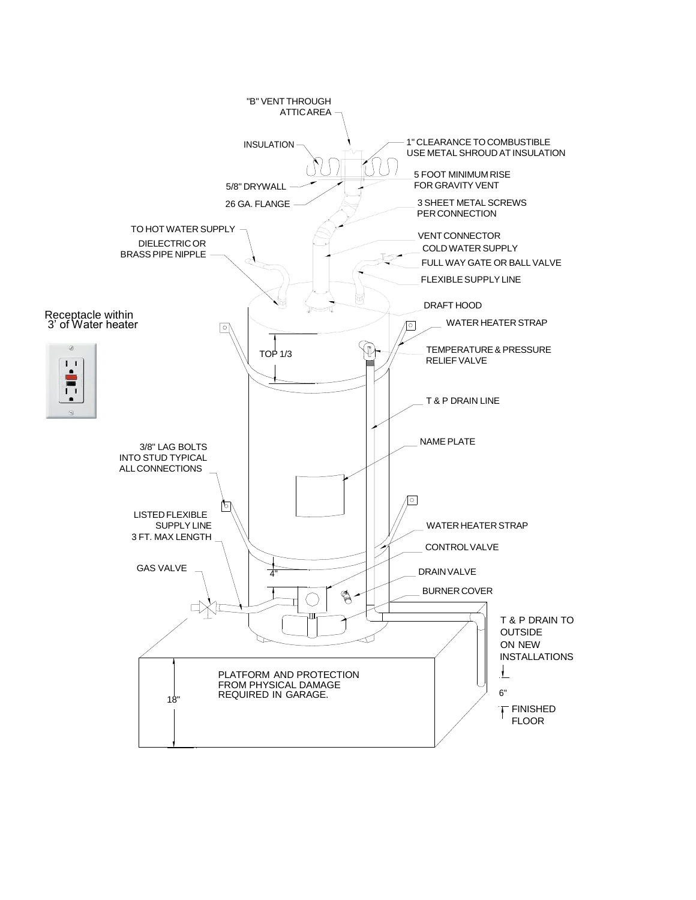"B" VENT THROUGH ATTIC AREA

INSULATION

1" CLEARANCE TO COMBUSTIBLE USE METAL SHROUD AT INSULATION

5/8" DRYWALL

5 FOOT MINIMUM RISE FOR GRAVITY VENT

26 GA. FLANGE

3 SHEET METAL SCREWS PER CONNECTION

TO HOT WATER SUPPLY

VENT CONNECTOR

DIELECTRIC OR BRASS PIPE NIPPLE

COLD WATER SUPPLY

FULL WAY GATE OR BALL VALVE

FLEXIBLE SUPPLY LINE

DRAFT HOOD

Receptacle within 3' of Water heater

WATER HEATER STRAP

TOP 1/3

TEMPERATURE & PRESSURE RELIEF VALVE

T & P DRAIN LINE

NAME PLATE

3/8" LAG BOLTS INTO STUD TYPICAL ALL CONNECTIONS

LISTED FLEXIBLE SUPPLY LINE 3 FT. MAX LENGTH

WATER HEATER STRAP

CONTROL VALVE

GAS VALVE

4"

DRAIN VALVE

BURNER COVER

T & P DRAIN TO OUTSIDE ON NEW INSTALLATIONS

PLATFORM AND PROTECTION FROM PHYSICAL DAMAGE REQUIRED IN GARAGE.

18"

6"

FINISHED FLOOR